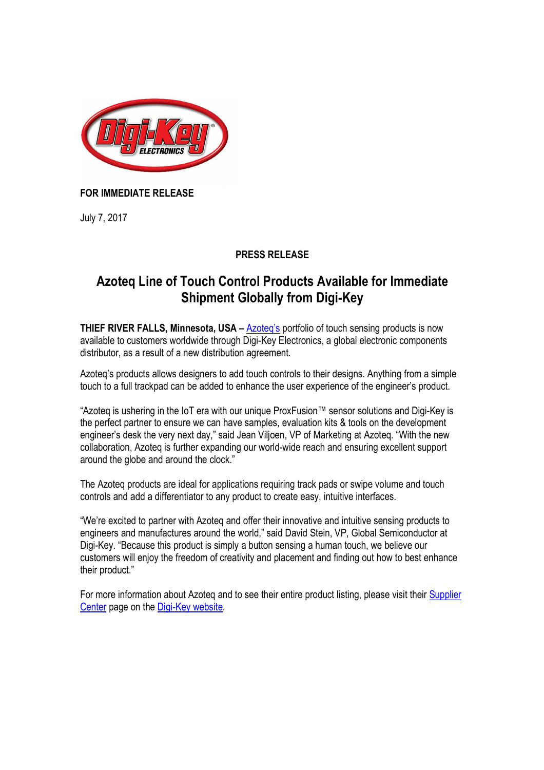**FOR IMMEDIATE RELEASE**

July 7, 2017

**PRESS RELEASE**

# Azoteq Line of Touch Control Products Available for Immediate Shipment Globally from Digi-Key

**THIEF RIVER FALLS, Minnesota, USA –** Azoteq's portfolio of touch sensing products is now available to customers worldwide through Digi-Key Electronics, a global electronic components distributor, as a result of a new distribution agreement.

Azoteq's products allows designers to add touch controls to their designs. Anything from a simple touch to a full trackpad can be added to enhance the user experience of the engineer's product.

"Azoteq is ushering in the IoT era with our unique ProxFusion™ sensor solutions and Digi-Key is the perfect partner to ensure we can have samples, evaluation kits & tools on the development engineer's desk the very next day," said Jean Viljoen, VP of Marketing at Azoteq. "With the new collaboration, Azoteq is further expanding our world-wide reach and ensuring excellent support around the globe and around the clock."

The Azoteq products are ideal for applications requiring track pads or swipe volume and touch controls and add a differentiator to any product to create easy, intuitive interfaces.

"We're excited to partner with Azoteq and offer their innovative and intuitive sensing products to engineers and manufactures around the world," said David Stein, VP, Global Semiconductor at Digi-Key. "Because this product is simply a button sensing a human touch, we believe our customers will enjoy the freedom of creativity and placement and finding out how to best enhance their product."

For more information about Azoteq and to see their entire product listing, please visit their Supplier Center page on the Digi-Key website.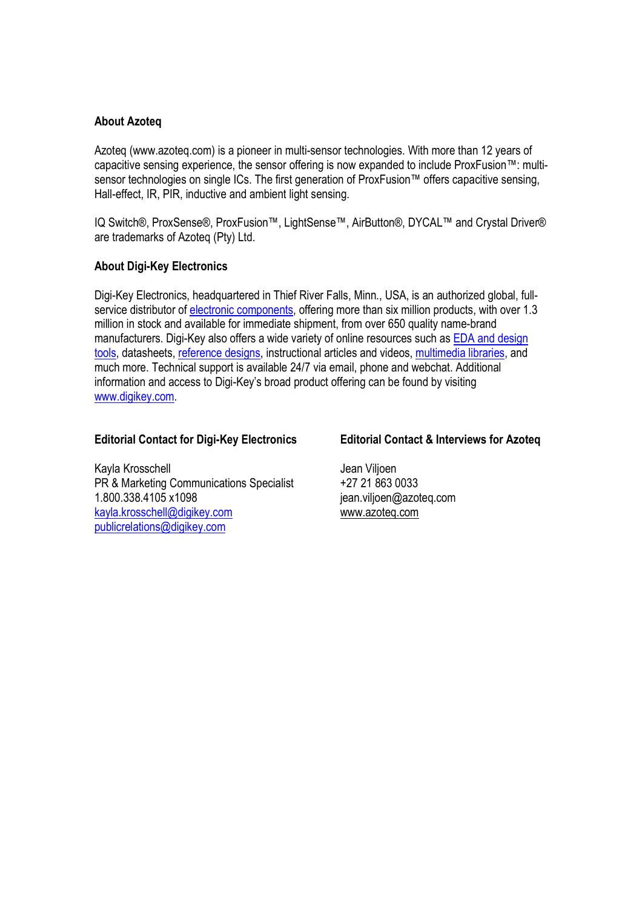**About Azoteq**

Azoteq (www.azoteq.com) is a pioneer in multi-sensor technologies. With more than 12 years of capacitive sensing experience, the sensor offering is now expanded to include ProxFusion™: multi-sensor technologies on single ICs. The first generation of ProxFusion™ offers capacitive sensing, Hall-effect, IR, PIR, inductive and ambient light sensing.

IQ Switch®, ProxSense®, ProxFusion™, LightSense™, AirButton®, DYCAL™ and Crystal Driver® are trademarks of Azoteq (Pty) Ltd.

**About Digi-Key Electronics**

Digi-Key Electronics, headquartered in Thief River Falls, Minn., USA, is an authorized global, full-service distributor of electronic components, offering more than six million products, with over 1.3 million in stock and available for immediate shipment, from over 650 quality name-brand manufacturers. Digi-Key also offers a wide variety of online resources such as EDA and design tools, datasheets, reference designs, instructional articles and videos, multimedia libraries, and much more. Technical support is available 24/7 via email, phone and webchat. Additional information and access to Digi-Key's broad product offering can be found by visiting www.digikey.com.

**Editorial Contact for Digi-Key Electronics**

Kayla Krosschell
PR & Marketing Communications Specialist
1.800.338.4105 x1098
kayla.krosschell@digikey.com
publicrelations@digikey.com

**Editorial Contact & Interviews for Azoteq**

Jean Viljoen
+27 21 863 0033
jean.viljoen@azoteq.com
www.azoteq.com